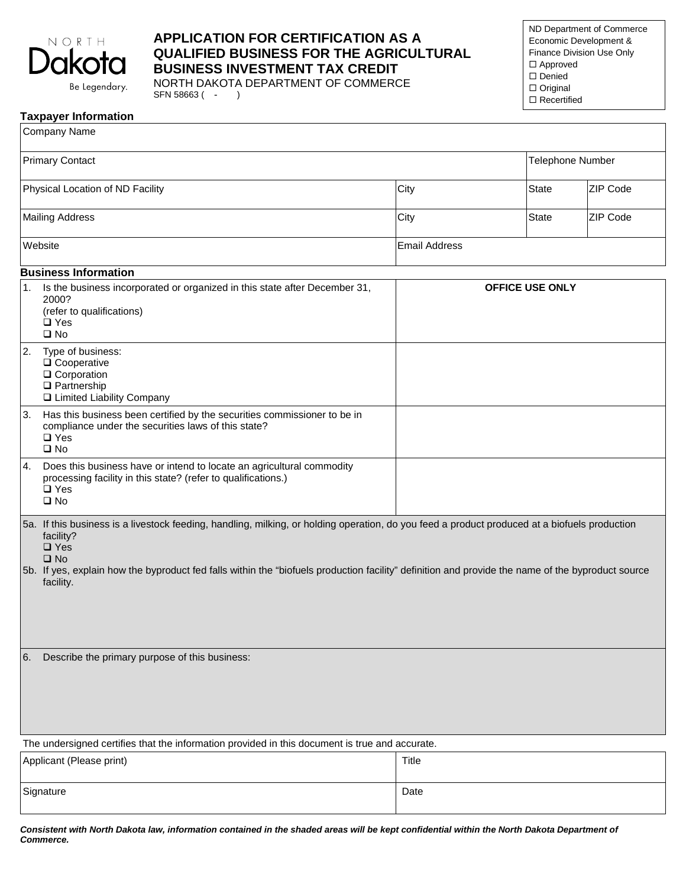NORTH Dakota Be Legendary.

# APPLICATION FOR CERTIFICATION AS A QUALIFIED BUSINESS FOR THE AGRICULTURAL BUSINESS INVESTMENT TAX CREDIT

NORTH DAKOTA DEPARTMENT OF COMMERCE
SFN 58663 ( - )

ND Department of Commerce Economic Development & Finance Division Use Only
☐ Approved
☐ Denied
☐ Original
☐ Recertified

## Taxpayer Information

| Company Name | | | |
|---|---|---|---|
| Primary Contact | | Telephone Number | |
| Physical Location of ND Facility | City | State | ZIP Code |
| Mailing Address | City | State | ZIP Code |
| Website | Email Address | | |

## Business Information

| | OFFICE USE ONLY |
|---|---|
| 1. Is the business incorporated or organized in this state after December 31, 2000? (refer to qualifications) ❑ Yes ❑ No | |
| 2. Type of business: ❑ Cooperative ❑ Corporation ❑ Partnership ❑ Limited Liability Company | |
| 3. Has this business been certified by the securities commissioner to be in compliance under the securities laws of this state? ❑ Yes ❑ No | |
| 4. Does this business have or intend to locate an agricultural commodity processing facility in this state? (refer to qualifications.) ❑ Yes ❑ No | |

5a. If this business is a livestock feeding, handling, milking, or holding operation, do you feed a product produced at a biofuels production facility?
❑ Yes
❑ No

5b. If yes, explain how the byproduct fed falls within the "biofuels production facility" definition and provide the name of the byproduct source facility.

6. Describe the primary purpose of this business:

The undersigned certifies that the information provided in this document is true and accurate.

| Applicant (Please print) | Title |
|---|---|
| Signature | Date |

***Consistent with North Dakota law, information contained in the shaded areas will be kept confidential within the North Dakota Department of Commerce.***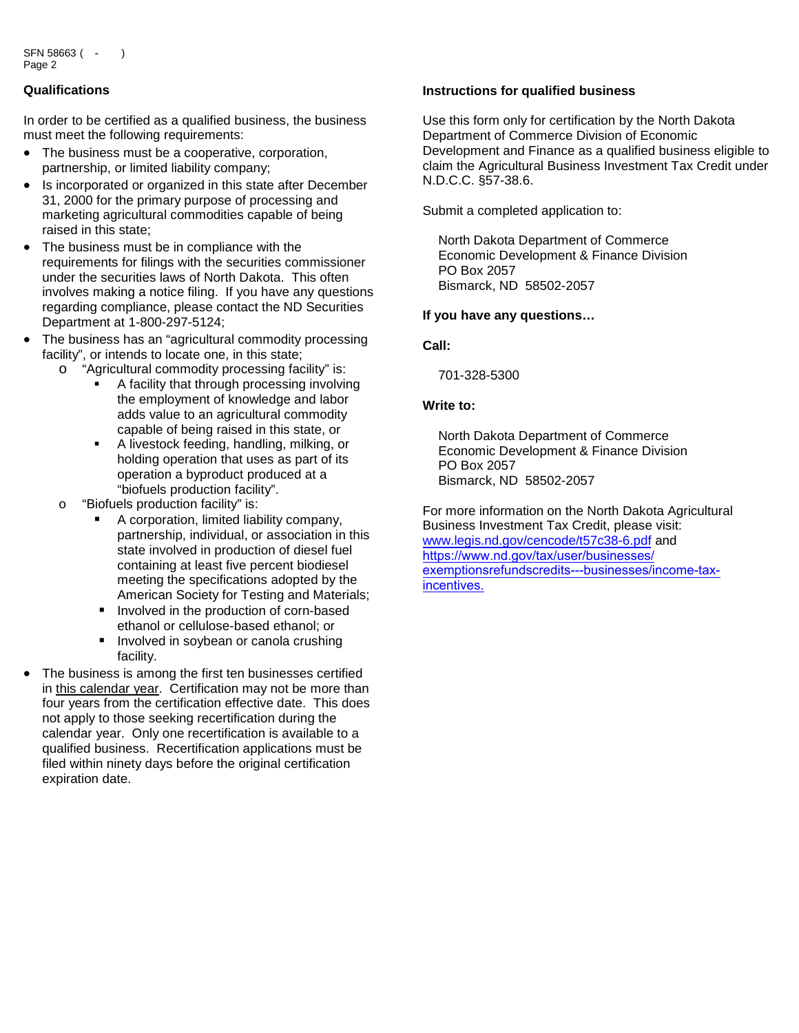## Qualifications

In order to be certified as a qualified business, the business must meet the following requirements:

- The business must be a cooperative, corporation, partnership, or limited liability company;
- Is incorporated or organized in this state after December 31, 2000 for the primary purpose of processing and marketing agricultural commodities capable of being raised in this state;
- The business must be in compliance with the requirements for filings with the securities commissioner under the securities laws of North Dakota. This often involves making a notice filing. If you have any questions regarding compliance, please contact the ND Securities Department at 1-800-297-5124;
- The business has an "agricultural commodity processing facility", or intends to locate one, in this state;
  - "Agricultural commodity processing facility" is:
    - A facility that through processing involving the employment of knowledge and labor adds value to an agricultural commodity capable of being raised in this state, or
    - A livestock feeding, handling, milking, or holding operation that uses as part of its operation a byproduct produced at a "biofuels production facility".
  - "Biofuels production facility" is:
    - A corporation, limited liability company, partnership, individual, or association in this state involved in production of diesel fuel containing at least five percent biodiesel meeting the specifications adopted by the American Society for Testing and Materials;
    - Involved in the production of corn-based ethanol or cellulose-based ethanol; or
    - Involved in soybean or canola crushing facility.
- The business is among the first ten businesses certified in this calendar year. Certification may not be more than four years from the certification effective date. This does not apply to those seeking recertification during the calendar year. Only one recertification is available to a qualified business. Recertification applications must be filed within ninety days before the original certification expiration date.

## Instructions for qualified business

Use this form only for certification by the North Dakota Department of Commerce Division of Economic Development and Finance as a qualified business eligible to claim the Agricultural Business Investment Tax Credit under N.D.C.C. §57-38.6.

Submit a completed application to:

North Dakota Department of Commerce
Economic Development & Finance Division
PO Box 2057
Bismarck, ND 58502-2057

**If you have any questions…**

**Call:**

701-328-5300

**Write to:**

North Dakota Department of Commerce
Economic Development & Finance Division
PO Box 2057
Bismarck, ND 58502-2057

For more information on the North Dakota Agricultural Business Investment Tax Credit, please visit: www.legis.nd.gov/cencode/t57c38-6.pdf and https://www.nd.gov/tax/user/businesses/exemptionsrefundscredits---businesses/income-tax-incentives.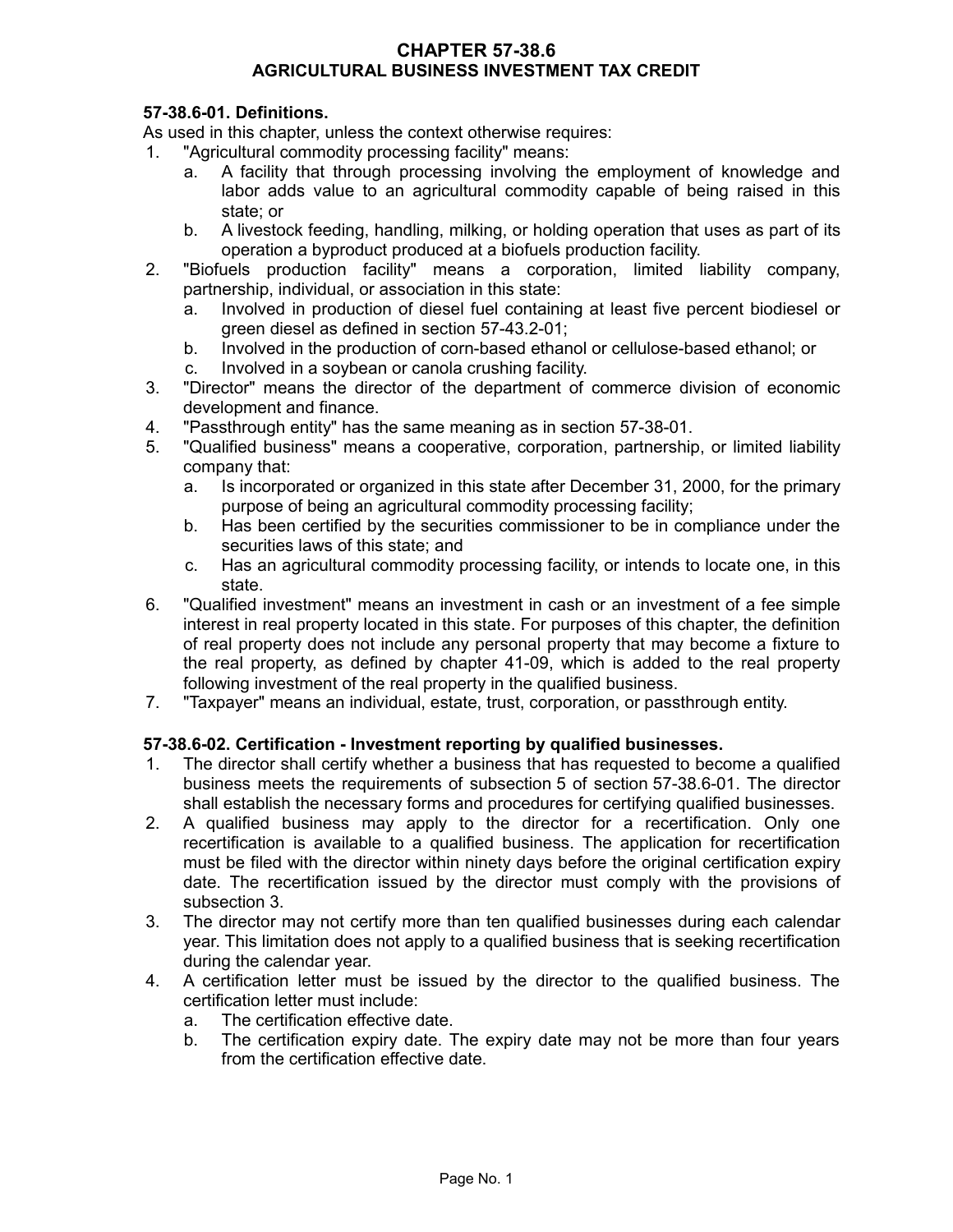# CHAPTER 57-38.6
# AGRICULTURAL BUSINESS INVESTMENT TAX CREDIT

**57-38.6-01. Definitions.**

As used in this chapter, unless the context otherwise requires:

1. "Agricultural commodity processing facility" means:
   a. A facility that through processing involving the employment of knowledge and labor adds value to an agricultural commodity capable of being raised in this state; or
   b. A livestock feeding, handling, milking, or holding operation that uses as part of its operation a byproduct produced at a biofuels production facility.
2. "Biofuels production facility" means a corporation, limited liability company, partnership, individual, or association in this state:
   a. Involved in production of diesel fuel containing at least five percent biodiesel or green diesel as defined in section 57-43.2-01;
   b. Involved in the production of corn-based ethanol or cellulose-based ethanol; or
   c. Involved in a soybean or canola crushing facility.
3. "Director" means the director of the department of commerce division of economic development and finance.
4. "Passthrough entity" has the same meaning as in section 57-38-01.
5. "Qualified business" means a cooperative, corporation, partnership, or limited liability company that:
   a. Is incorporated or organized in this state after December 31, 2000, for the primary purpose of being an agricultural commodity processing facility;
   b. Has been certified by the securities commissioner to be in compliance under the securities laws of this state; and
   c. Has an agricultural commodity processing facility, or intends to locate one, in this state.
6. "Qualified investment" means an investment in cash or an investment of a fee simple interest in real property located in this state. For purposes of this chapter, the definition of real property does not include any personal property that may become a fixture to the real property, as defined by chapter 41-09, which is added to the real property following investment of the real property in the qualified business.
7. "Taxpayer" means an individual, estate, trust, corporation, or passthrough entity.

**57-38.6-02. Certification - Investment reporting by qualified businesses.**

1. The director shall certify whether a business that has requested to become a qualified business meets the requirements of subsection 5 of section 57-38.6-01. The director shall establish the necessary forms and procedures for certifying qualified businesses.
2. A qualified business may apply to the director for a recertification. Only one recertification is available to a qualified business. The application for recertification must be filed with the director within ninety days before the original certification expiry date. The recertification issued by the director must comply with the provisions of subsection 3.
3. The director may not certify more than ten qualified businesses during each calendar year. This limitation does not apply to a qualified business that is seeking recertification during the calendar year.
4. A certification letter must be issued by the director to the qualified business. The certification letter must include:
   a. The certification effective date.
   b. The certification expiry date. The expiry date may not be more than four years from the certification effective date.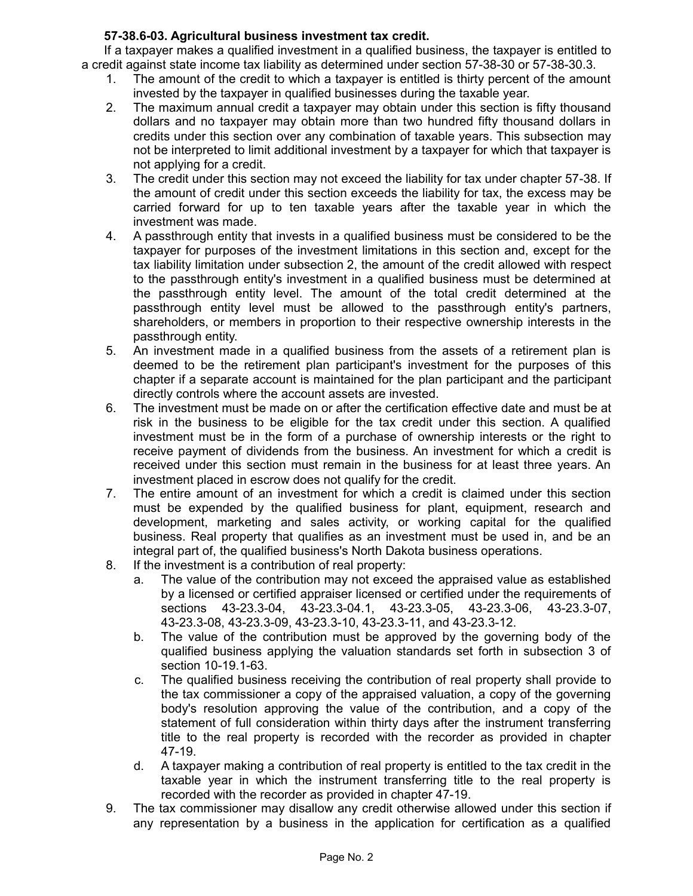**57-38.6-03. Agricultural business investment tax credit.**

If a taxpayer makes a qualified investment in a qualified business, the taxpayer is entitled to a credit against state income tax liability as determined under section 57-38-30 or 57-38-30.3.

1. The amount of the credit to which a taxpayer is entitled is thirty percent of the amount invested by the taxpayer in qualified businesses during the taxable year.
2. The maximum annual credit a taxpayer may obtain under this section is fifty thousand dollars and no taxpayer may obtain more than two hundred fifty thousand dollars in credits under this section over any combination of taxable years. This subsection may not be interpreted to limit additional investment by a taxpayer for which that taxpayer is not applying for a credit.
3. The credit under this section may not exceed the liability for tax under chapter 57-38. If the amount of credit under this section exceeds the liability for tax, the excess may be carried forward for up to ten taxable years after the taxable year in which the investment was made.
4. A passthrough entity that invests in a qualified business must be considered to be the taxpayer for purposes of the investment limitations in this section and, except for the tax liability limitation under subsection 2, the amount of the credit allowed with respect to the passthrough entity's investment in a qualified business must be determined at the passthrough entity level. The amount of the total credit determined at the passthrough entity level must be allowed to the passthrough entity's partners, shareholders, or members in proportion to their respective ownership interests in the passthrough entity.
5. An investment made in a qualified business from the assets of a retirement plan is deemed to be the retirement plan participant's investment for the purposes of this chapter if a separate account is maintained for the plan participant and the participant directly controls where the account assets are invested.
6. The investment must be made on or after the certification effective date and must be at risk in the business to be eligible for the tax credit under this section. A qualified investment must be in the form of a purchase of ownership interests or the right to receive payment of dividends from the business. An investment for which a credit is received under this section must remain in the business for at least three years. An investment placed in escrow does not qualify for the credit.
7. The entire amount of an investment for which a credit is claimed under this section must be expended by the qualified business for plant, equipment, research and development, marketing and sales activity, or working capital for the qualified business. Real property that qualifies as an investment must be used in, and be an integral part of, the qualified business's North Dakota business operations.
8. If the investment is a contribution of real property:
   a. The value of the contribution may not exceed the appraised value as established by a licensed or certified appraiser licensed or certified under the requirements of sections 43-23.3-04, 43-23.3-04.1, 43-23.3-05, 43-23.3-06, 43-23.3-07, 43-23.3-08, 43-23.3-09, 43-23.3-10, 43-23.3-11, and 43-23.3-12.
   b. The value of the contribution must be approved by the governing body of the qualified business applying the valuation standards set forth in subsection 3 of section 10-19.1-63.
   c. The qualified business receiving the contribution of real property shall provide to the tax commissioner a copy of the appraised valuation, a copy of the governing body's resolution approving the value of the contribution, and a copy of the statement of full consideration within thirty days after the instrument transferring title to the real property is recorded with the recorder as provided in chapter 47-19.
   d. A taxpayer making a contribution of real property is entitled to the tax credit in the taxable year in which the instrument transferring title to the real property is recorded with the recorder as provided in chapter 47-19.
9. The tax commissioner may disallow any credit otherwise allowed under this section if any representation by a business in the application for certification as a qualified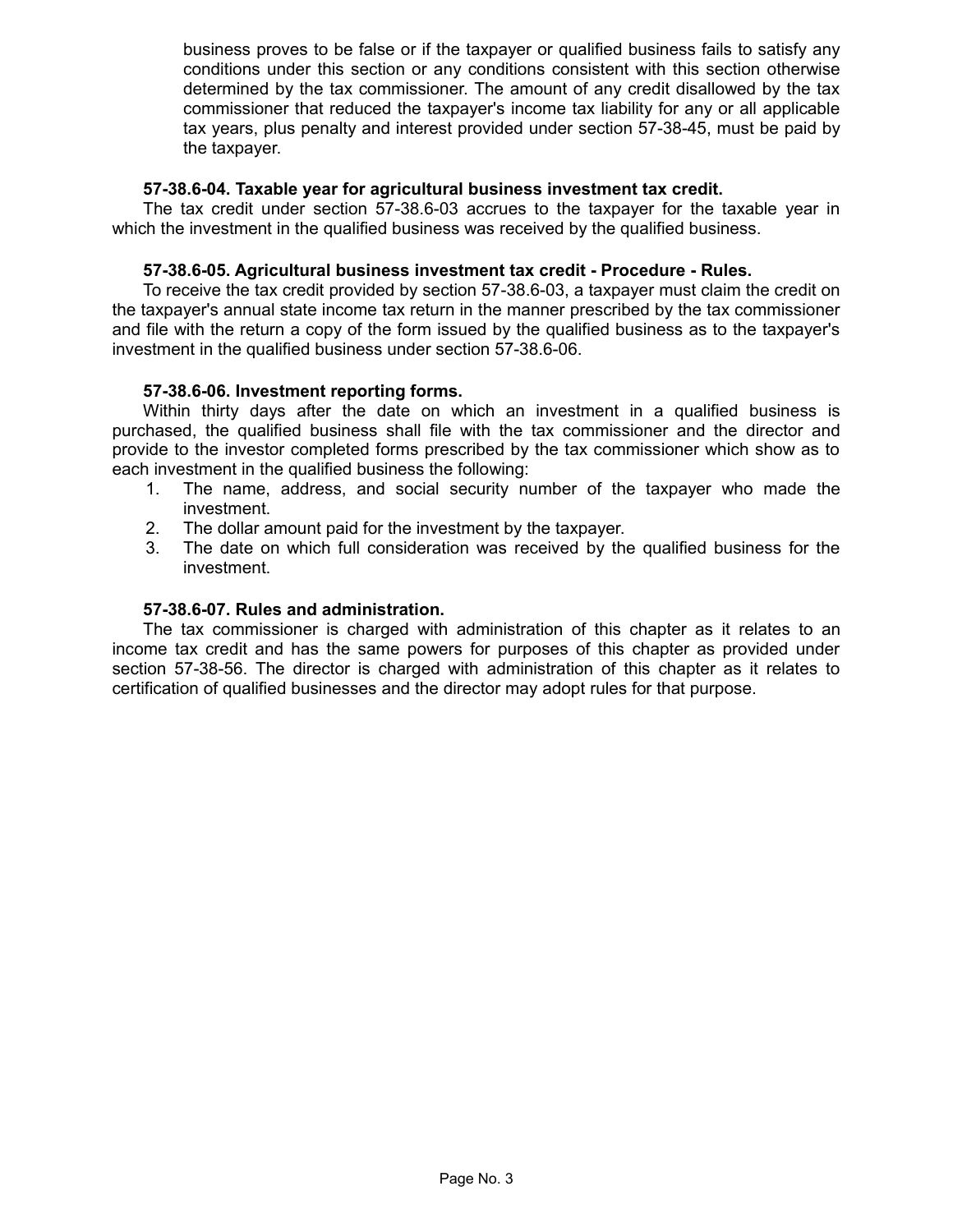business proves to be false or if the taxpayer or qualified business fails to satisfy any conditions under this section or any conditions consistent with this section otherwise determined by the tax commissioner. The amount of any credit disallowed by the tax commissioner that reduced the taxpayer's income tax liability for any or all applicable tax years, plus penalty and interest provided under section 57-38-45, must be paid by the taxpayer.

**57-38.6-04. Taxable year for agricultural business investment tax credit.**

The tax credit under section 57-38.6-03 accrues to the taxpayer for the taxable year in which the investment in the qualified business was received by the qualified business.

**57-38.6-05. Agricultural business investment tax credit - Procedure - Rules.**

To receive the tax credit provided by section 57-38.6-03, a taxpayer must claim the credit on the taxpayer's annual state income tax return in the manner prescribed by the tax commissioner and file with the return a copy of the form issued by the qualified business as to the taxpayer's investment in the qualified business under section 57-38.6-06.

**57-38.6-06. Investment reporting forms.**

Within thirty days after the date on which an investment in a qualified business is purchased, the qualified business shall file with the tax commissioner and the director and provide to the investor completed forms prescribed by the tax commissioner which show as to each investment in the qualified business the following:

1. The name, address, and social security number of the taxpayer who made the investment.
2. The dollar amount paid for the investment by the taxpayer.
3. The date on which full consideration was received by the qualified business for the investment.

**57-38.6-07. Rules and administration.**

The tax commissioner is charged with administration of this chapter as it relates to an income tax credit and has the same powers for purposes of this chapter as provided under section 57-38-56. The director is charged with administration of this chapter as it relates to certification of qualified businesses and the director may adopt rules for that purpose.